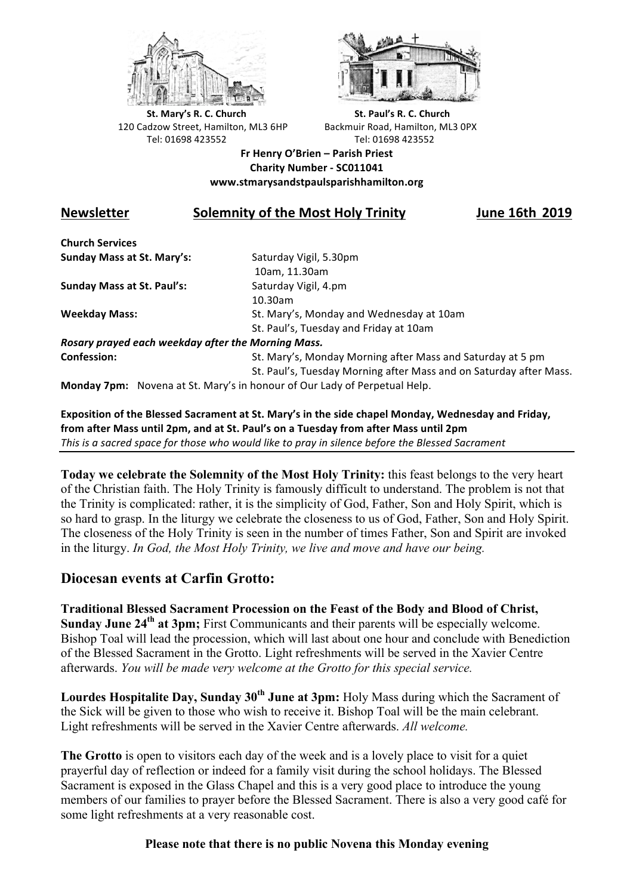St. Mary's R. C. Church
120 Cadzow Street, Hamilton, ML3 6HP
Tel: 01698 423552

St. Paul's R. C. Church
Backmuir Road, Hamilton, ML3 0PX
Tel: 01698 423552

**Fr Henry O'Brien – Parish Priest**
**Charity Number - SC011041**
**www.stmarysandstpaulsparishhamilton.org**

## Newsletter — Solemnity of the Most Holy Trinity — June 16th 2019

**Church Services**

| | |
|---|---|
| **Sunday Mass at St. Mary's:** | Saturday Vigil, 5.30pm<br>10am, 11.30am |
| **Sunday Mass at St. Paul's:** | Saturday Vigil, 4.pm<br>10.30am |
| **Weekday Mass:** | St. Mary's, Monday and Wednesday at 10am<br>St. Paul's, Tuesday and Friday at 10am |

***Rosary prayed each weekday after the Morning Mass.***

| | |
|---|---|
| **Confession:** | St. Mary's, Monday Morning after Mass and Saturday at 5 pm<br>St. Paul's, Tuesday Morning after Mass and on Saturday after Mass. |

**Monday 7pm:** Novena at St. Mary's in honour of Our Lady of Perpetual Help.

**Exposition of the Blessed Sacrament at St. Mary's in the side chapel Monday, Wednesday and Friday, from after Mass until 2pm, and at St. Paul's on a Tuesday from after Mass until 2pm**
*This is a sacred space for those who would like to pray in silence before the Blessed Sacrament*

**Today we celebrate the Solemnity of the Most Holy Trinity:** this feast belongs to the very heart of the Christian faith. The Holy Trinity is famously difficult to understand. The problem is not that the Trinity is complicated: rather, it is the simplicity of God, Father, Son and Holy Spirit, which is so hard to grasp. In the liturgy we celebrate the closeness to us of God, Father, Son and Holy Spirit. The closeness of the Holy Trinity is seen in the number of times Father, Son and Spirit are invoked in the liturgy. *In God, the Most Holy Trinity, we live and move and have our being.*

## Diocesan events at Carfin Grotto:

**Traditional Blessed Sacrament Procession on the Feast of the Body and Blood of Christ, Sunday June 24th at 3pm;** First Communicants and their parents will be especially welcome. Bishop Toal will lead the procession, which will last about one hour and conclude with Benediction of the Blessed Sacrament in the Grotto. Light refreshments will be served in the Xavier Centre afterwards. *You will be made very welcome at the Grotto for this special service.*

**Lourdes Hospitalite Day, Sunday 30th June at 3pm:** Holy Mass during which the Sacrament of the Sick will be given to those who wish to receive it. Bishop Toal will be the main celebrant. Light refreshments will be served in the Xavier Centre afterwards. *All welcome.*

**The Grotto** is open to visitors each day of the week and is a lovely place to visit for a quiet prayerful day of reflection or indeed for a family visit during the school holidays. The Blessed Sacrament is exposed in the Glass Chapel and this is a very good place to introduce the young members of our families to prayer before the Blessed Sacrament. There is also a very good café for some light refreshments at a very reasonable cost.

**Please note that there is no public Novena this Monday evening**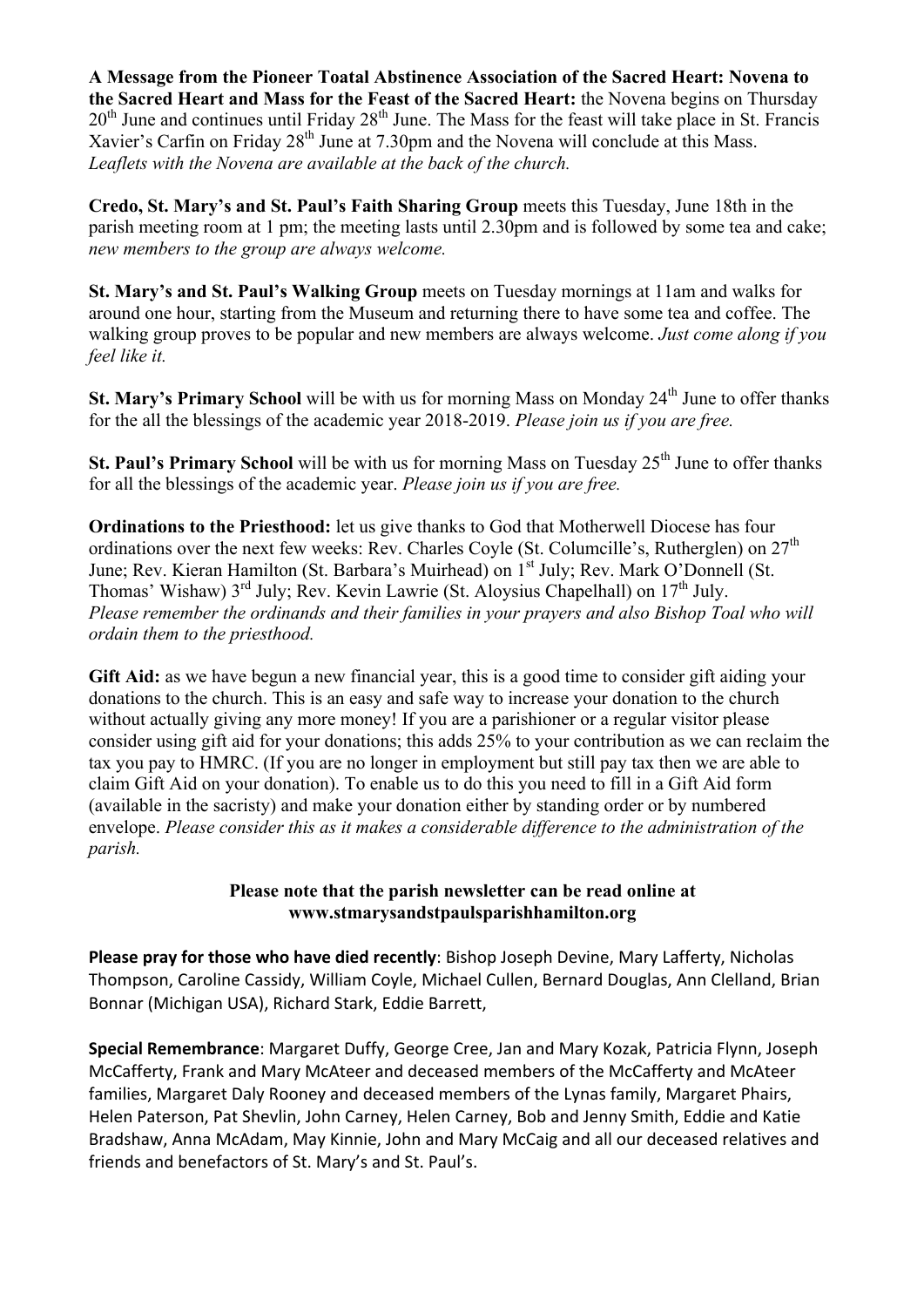**A Message from the Pioneer Toatal Abstinence Association of the Sacred Heart: Novena to the Sacred Heart and Mass for the Feast of the Sacred Heart:** the Novena begins on Thursday 20th June and continues until Friday 28th June. The Mass for the feast will take place in St. Francis Xavier's Carfin on Friday 28th June at 7.30pm and the Novena will conclude at this Mass. *Leaflets with the Novena are available at the back of the church.*

**Credo, St. Mary's and St. Paul's Faith Sharing Group** meets this Tuesday, June 18th in the parish meeting room at 1 pm; the meeting lasts until 2.30pm and is followed by some tea and cake; *new members to the group are always welcome.*

**St. Mary's and St. Paul's Walking Group** meets on Tuesday mornings at 11am and walks for around one hour, starting from the Museum and returning there to have some tea and coffee. The walking group proves to be popular and new members are always welcome. *Just come along if you feel like it.*

**St. Mary's Primary School** will be with us for morning Mass on Monday 24th June to offer thanks for the all the blessings of the academic year 2018-2019. *Please join us if you are free.*

**St. Paul's Primary School** will be with us for morning Mass on Tuesday 25th June to offer thanks for all the blessings of the academic year. *Please join us if you are free.*

**Ordinations to the Priesthood:** let us give thanks to God that Motherwell Diocese has four ordinations over the next few weeks: Rev. Charles Coyle (St. Columcille's, Rutherglen) on 27th June; Rev. Kieran Hamilton (St. Barbara's Muirhead) on 1st July; Rev. Mark O'Donnell (St. Thomas' Wishaw) 3rd July; Rev. Kevin Lawrie (St. Aloysius Chapelhall) on 17th July. *Please remember the ordinands and their families in your prayers and also Bishop Toal who will ordain them to the priesthood.*

**Gift Aid:** as we have begun a new financial year, this is a good time to consider gift aiding your donations to the church. This is an easy and safe way to increase your donation to the church without actually giving any more money! If you are a parishioner or a regular visitor please consider using gift aid for your donations; this adds 25% to your contribution as we can reclaim the tax you pay to HMRC. (If you are no longer in employment but still pay tax then we are able to claim Gift Aid on your donation). To enable us to do this you need to fill in a Gift Aid form (available in the sacristy) and make your donation either by standing order or by numbered envelope. *Please consider this as it makes a considerable difference to the administration of the parish.*

**Please note that the parish newsletter can be read online at www.stmarysandstpaulsparishhamilton.org**

**Please pray for those who have died recently**: Bishop Joseph Devine, Mary Lafferty, Nicholas Thompson, Caroline Cassidy, William Coyle, Michael Cullen, Bernard Douglas, Ann Clelland, Brian Bonnar (Michigan USA), Richard Stark, Eddie Barrett,

**Special Remembrance**: Margaret Duffy, George Cree, Jan and Mary Kozak, Patricia Flynn, Joseph McCafferty, Frank and Mary McAteer and deceased members of the McCafferty and McAteer families, Margaret Daly Rooney and deceased members of the Lynas family, Margaret Phairs, Helen Paterson, Pat Shevlin, John Carney, Helen Carney, Bob and Jenny Smith, Eddie and Katie Bradshaw, Anna McAdam, May Kinnie, John and Mary McCaig and all our deceased relatives and friends and benefactors of St. Mary's and St. Paul's.